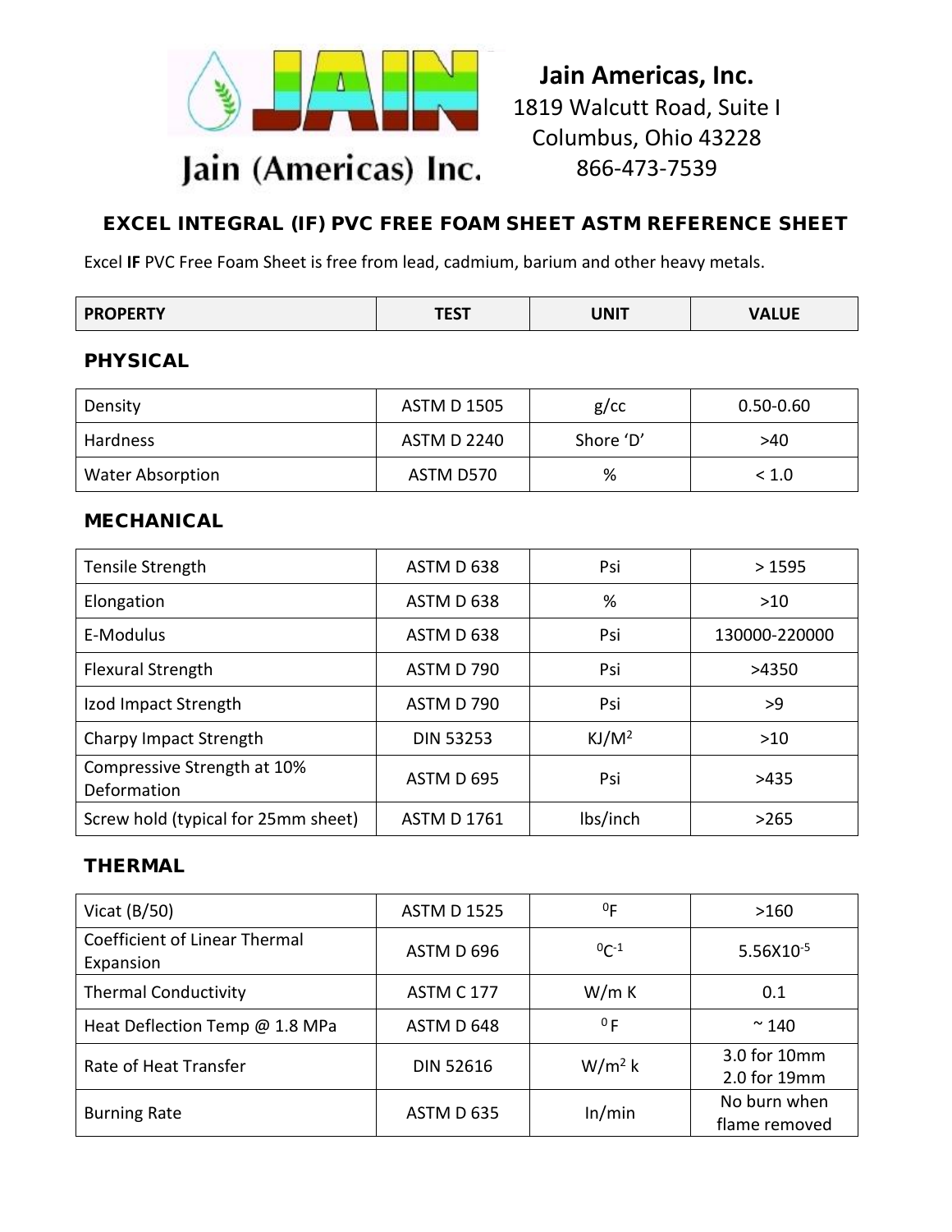Jain (Americas) Inc.

**Jain Americas, Inc.**
1819 Walcutt Road, Suite I
Columbus, Ohio 43228
866-473-7539

## EXCEL INTEGRAL (IF) PVC FREE FOAM SHEET ASTM REFERENCE SHEET

Excel **IF** PVC Free Foam Sheet is free from lead, cadmium, barium and other heavy metals.

| PROPERTY | TEST | UNIT | VALUE |
|---|---|---|---|
| **PHYSICAL** | | | |
| Density | ASTM D 1505 | g/cc | 0.50-0.60 |
| Hardness | ASTM D 2240 | Shore 'D' | >40 |
| Water Absorption | ASTM D570 | % | < 1.0 |
| **MECHANICAL** | | | |
| Tensile Strength | ASTM D 638 | Psi | > 1595 |
| Elongation | ASTM D 638 | % | >10 |
| E-Modulus | ASTM D 638 | Psi | 130000-220000 |
| Flexural Strength | ASTM D 790 | Psi | >4350 |
| Izod Impact Strength | ASTM D 790 | Psi | >9 |
| Charpy Impact Strength | DIN 53253 | $KJ/M^2$ | >10 |
| Compressive Strength at 10% Deformation | ASTM D 695 | Psi | >435 |
| Screw hold (typical for 25mm sheet) | ASTM D 1761 | lbs/inch | >265 |
| **THERMAL** | | | |
| Vicat (B/50) | ASTM D 1525 | $^0F$ | >160 |
| Coefficient of Linear Thermal Expansion | ASTM D 696 | $^0C^{-1}$ | $5.56X10^{-5}$ |
| Thermal Conductivity | ASTM C 177 | W/m K | 0.1 |
| Heat Deflection Temp @ 1.8 MPa | ASTM D 648 | $^0F$ | ~ 140 |
| Rate of Heat Transfer | DIN 52616 | $W/m^2$ k | 3.0 for 10mm<br>2.0 for 19mm |
| Burning Rate | ASTM D 635 | In/min | No burn when flame removed |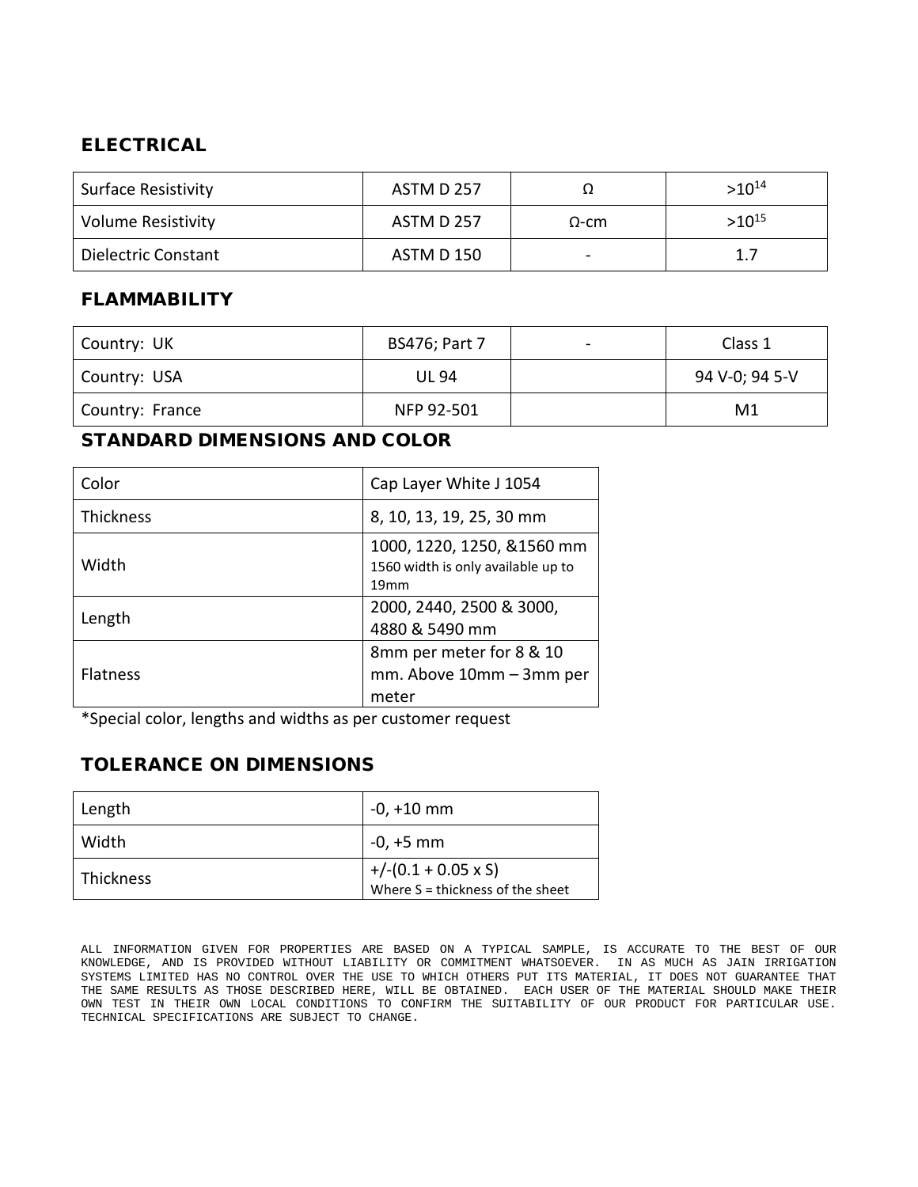## ELECTRICAL

| | | | |
|---|---|---|---|
| Surface Resistivity | ASTM D 257 | Ω | $>10^{14}$ |
| Volume Resistivity | ASTM D 257 | Ω-cm | $>10^{15}$ |
| Dielectric Constant | ASTM D 150 | - | 1.7 |

## FLAMMABILITY

| | | | |
|---|---|---|---|
| Country: UK | BS476; Part 7 | - | Class 1 |
| Country: USA | UL 94 | | 94 V-0; 94 5-V |
| Country: France | NFP 92-501 | | M1 |

## STANDARD DIMENSIONS AND COLOR

| | |
|---|---|
| Color | Cap Layer White J 1054 |
| Thickness | 8, 10, 13, 19, 25, 30 mm |
| Width | 1000, 1220, 1250, &1560 mm<br>1560 width is only available up to 19mm |
| Length | 2000, 2440, 2500 & 3000, 4880 & 5490 mm |
| Flatness | 8mm per meter for 8 & 10 mm. Above 10mm – 3mm per meter |

*Special color, lengths and widths as per customer request

## TOLERANCE ON DIMENSIONS

| | |
|---|---|
| Length | -0, +10 mm |
| Width | -0, +5 mm |
| Thickness | +/-(0.1 + 0.05 x S)<br>Where S = thickness of the sheet |

ALL INFORMATION GIVEN FOR PROPERTIES ARE BASED ON A TYPICAL SAMPLE, IS ACCURATE TO THE BEST OF OUR KNOWLEDGE, AND IS PROVIDED WITHOUT LIABILITY OR COMMITMENT WHATSOEVER. IN AS MUCH AS JAIN IRRIGATION SYSTEMS LIMITED HAS NO CONTROL OVER THE USE TO WHICH OTHERS PUT ITS MATERIAL, IT DOES NOT GUARANTEE THAT THE SAME RESULTS AS THOSE DESCRIBED HERE, WILL BE OBTAINED. EACH USER OF THE MATERIAL SHOULD MAKE THEIR OWN TEST IN THEIR OWN LOCAL CONDITIONS TO CONFIRM THE SUITABILITY OF OUR PRODUCT FOR PARTICULAR USE. TECHNICAL SPECIFICATIONS ARE SUBJECT TO CHANGE.